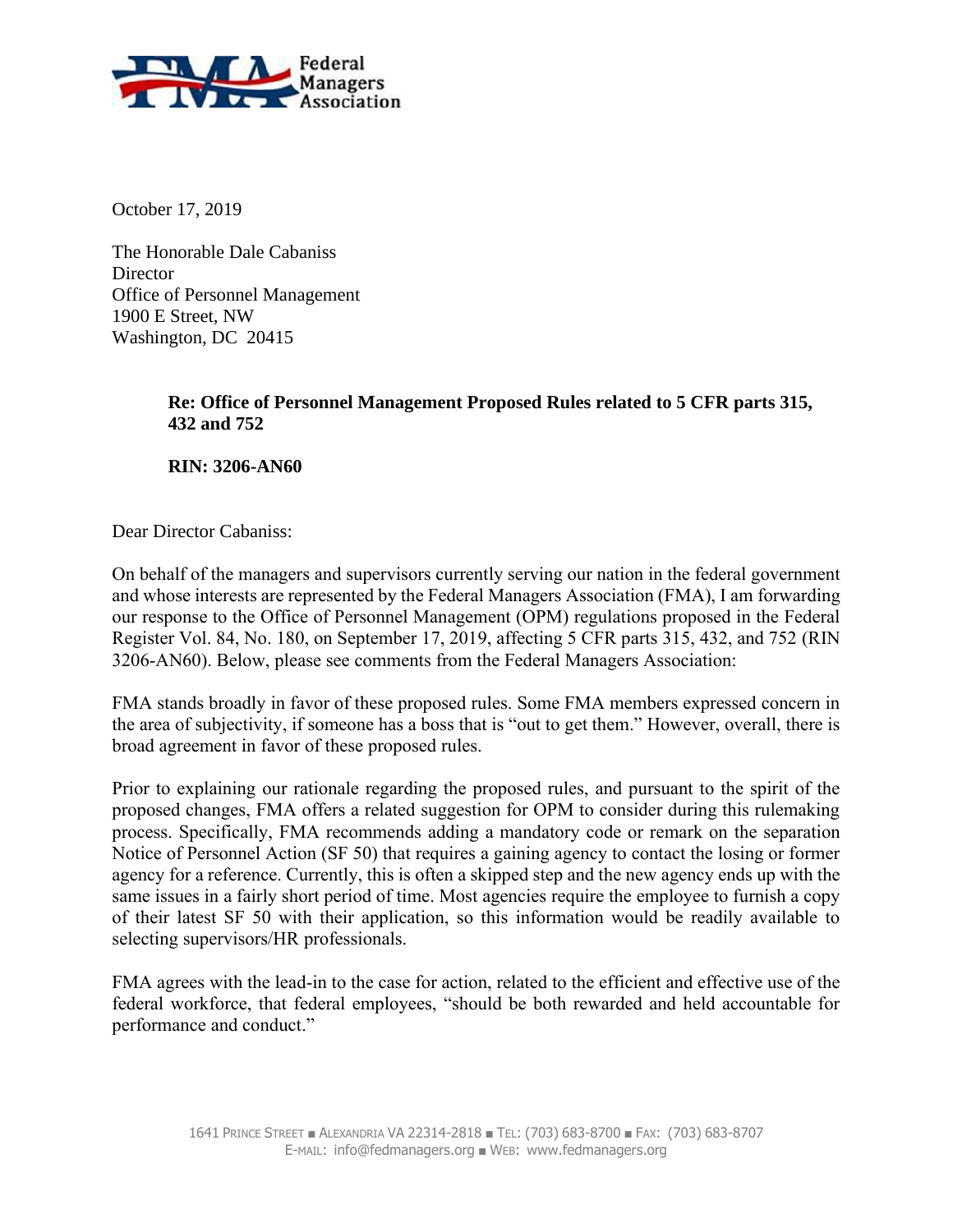Federal Managers Association

October 17, 2019

The Honorable Dale Cabaniss
Director
Office of Personnel Management
1900 E Street, NW
Washington, DC 20415

**Re: Office of Personnel Management Proposed Rules related to 5 CFR parts 315, 432 and 752**

**RIN: 3206-AN60**

Dear Director Cabaniss:

On behalf of the managers and supervisors currently serving our nation in the federal government and whose interests are represented by the Federal Managers Association (FMA), I am forwarding our response to the Office of Personnel Management (OPM) regulations proposed in the Federal Register Vol. 84, No. 180, on September 17, 2019, affecting 5 CFR parts 315, 432, and 752 (RIN 3206-AN60). Below, please see comments from the Federal Managers Association:

FMA stands broadly in favor of these proposed rules. Some FMA members expressed concern in the area of subjectivity, if someone has a boss that is "out to get them." However, overall, there is broad agreement in favor of these proposed rules.

Prior to explaining our rationale regarding the proposed rules, and pursuant to the spirit of the proposed changes, FMA offers a related suggestion for OPM to consider during this rulemaking process. Specifically, FMA recommends adding a mandatory code or remark on the separation Notice of Personnel Action (SF 50) that requires a gaining agency to contact the losing or former agency for a reference. Currently, this is often a skipped step and the new agency ends up with the same issues in a fairly short period of time. Most agencies require the employee to furnish a copy of their latest SF 50 with their application, so this information would be readily available to selecting supervisors/HR professionals.

FMA agrees with the lead-in to the case for action, related to the efficient and effective use of the federal workforce, that federal employees, "should be both rewarded and held accountable for performance and conduct."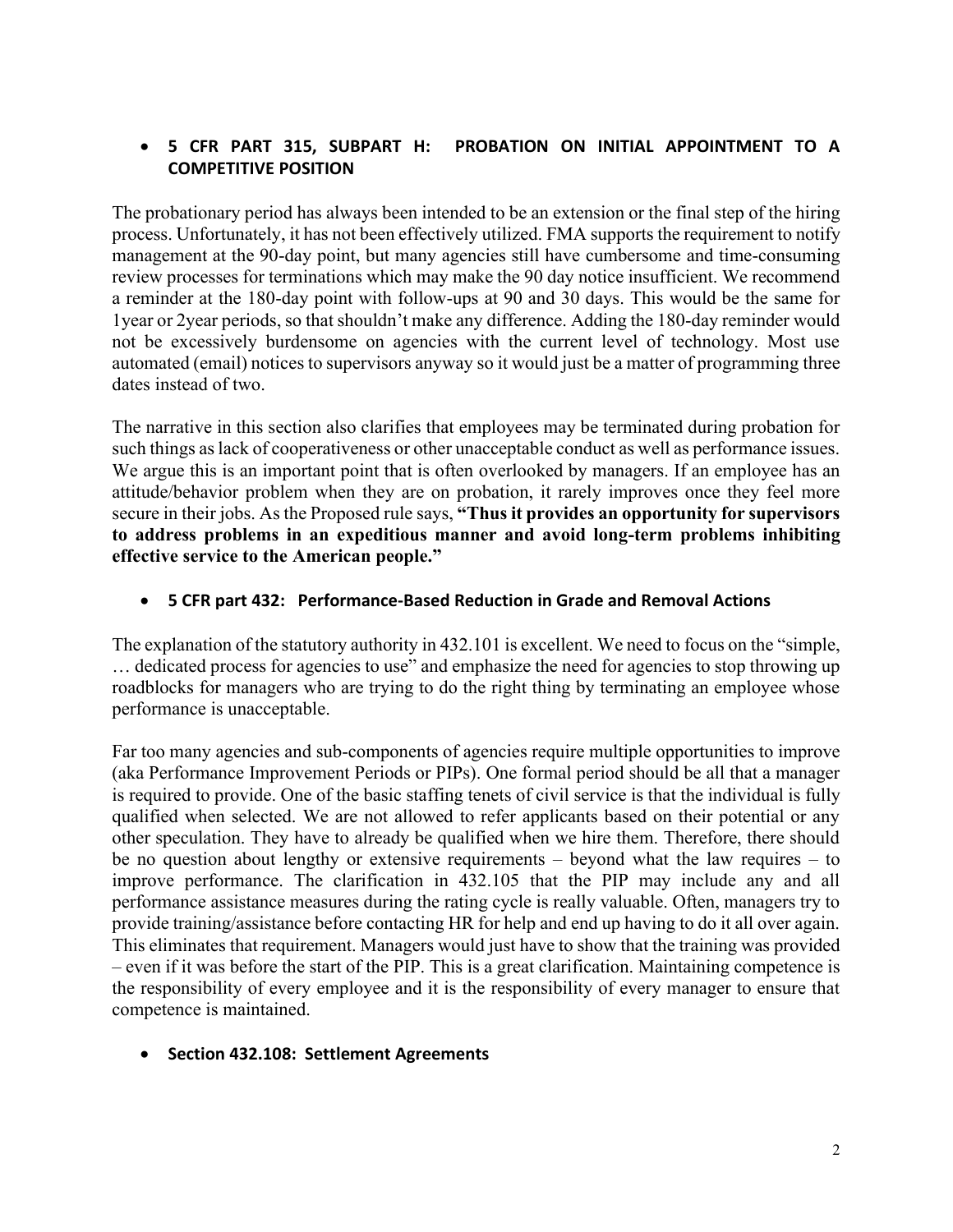- **5 CFR PART 315, SUBPART H: PROBATION ON INITIAL APPOINTMENT TO A COMPETITIVE POSITION**

The probationary period has always been intended to be an extension or the final step of the hiring process. Unfortunately, it has not been effectively utilized. FMA supports the requirement to notify management at the 90-day point, but many agencies still have cumbersome and time-consuming review processes for terminations which may make the 90 day notice insufficient. We recommend a reminder at the 180-day point with follow-ups at 90 and 30 days. This would be the same for 1year or 2year periods, so that shouldn't make any difference. Adding the 180-day reminder would not be excessively burdensome on agencies with the current level of technology. Most use automated (email) notices to supervisors anyway so it would just be a matter of programming three dates instead of two.

The narrative in this section also clarifies that employees may be terminated during probation for such things as lack of cooperativeness or other unacceptable conduct as well as performance issues. We argue this is an important point that is often overlooked by managers. If an employee has an attitude/behavior problem when they are on probation, it rarely improves once they feel more secure in their jobs. As the Proposed rule says, **"Thus it provides an opportunity for supervisors to address problems in an expeditious manner and avoid long-term problems inhibiting effective service to the American people."**

- **5 CFR part 432: Performance-Based Reduction in Grade and Removal Actions**

The explanation of the statutory authority in 432.101 is excellent. We need to focus on the "simple, … dedicated process for agencies to use" and emphasize the need for agencies to stop throwing up roadblocks for managers who are trying to do the right thing by terminating an employee whose performance is unacceptable.

Far too many agencies and sub-components of agencies require multiple opportunities to improve (aka Performance Improvement Periods or PIPs). One formal period should be all that a manager is required to provide. One of the basic staffing tenets of civil service is that the individual is fully qualified when selected. We are not allowed to refer applicants based on their potential or any other speculation. They have to already be qualified when we hire them. Therefore, there should be no question about lengthy or extensive requirements – beyond what the law requires – to improve performance. The clarification in 432.105 that the PIP may include any and all performance assistance measures during the rating cycle is really valuable. Often, managers try to provide training/assistance before contacting HR for help and end up having to do it all over again. This eliminates that requirement. Managers would just have to show that the training was provided – even if it was before the start of the PIP. This is a great clarification. Maintaining competence is the responsibility of every employee and it is the responsibility of every manager to ensure that competence is maintained.

- **Section 432.108: Settlement Agreements**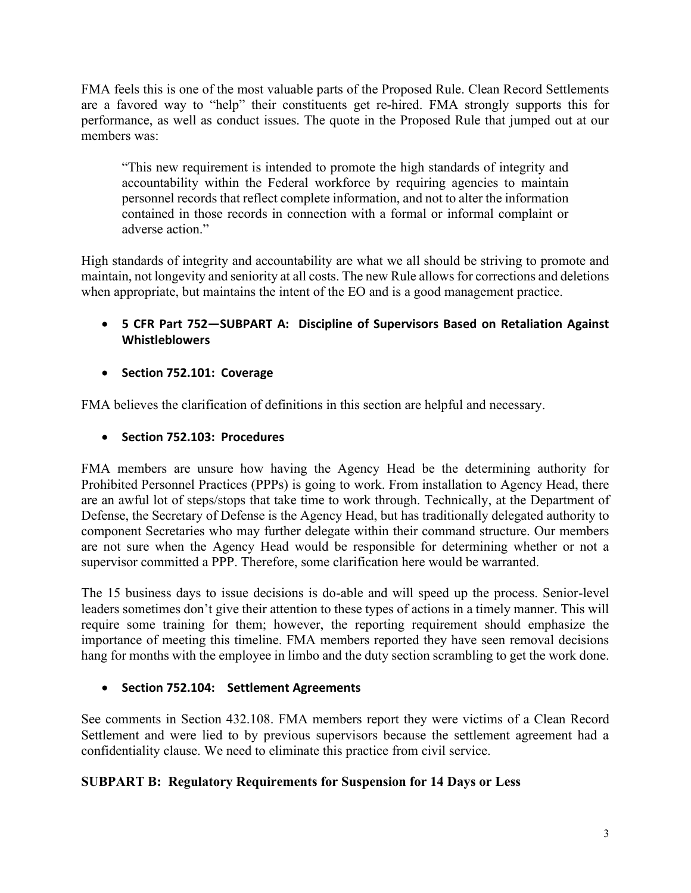FMA feels this is one of the most valuable parts of the Proposed Rule. Clean Record Settlements are a favored way to "help" their constituents get re-hired. FMA strongly supports this for performance, as well as conduct issues. The quote in the Proposed Rule that jumped out at our members was:

> "This new requirement is intended to promote the high standards of integrity and accountability within the Federal workforce by requiring agencies to maintain personnel records that reflect complete information, and not to alter the information contained in those records in connection with a formal or informal complaint or adverse action."

High standards of integrity and accountability are what we all should be striving to promote and maintain, not longevity and seniority at all costs. The new Rule allows for corrections and deletions when appropriate, but maintains the intent of the EO and is a good management practice.

- **5 CFR Part 752—SUBPART A: Discipline of Supervisors Based on Retaliation Against Whistleblowers**

- **Section 752.101: Coverage**

FMA believes the clarification of definitions in this section are helpful and necessary.

- **Section 752.103: Procedures**

FMA members are unsure how having the Agency Head be the determining authority for Prohibited Personnel Practices (PPPs) is going to work. From installation to Agency Head, there are an awful lot of steps/stops that take time to work through. Technically, at the Department of Defense, the Secretary of Defense is the Agency Head, but has traditionally delegated authority to component Secretaries who may further delegate within their command structure. Our members are not sure when the Agency Head would be responsible for determining whether or not a supervisor committed a PPP. Therefore, some clarification here would be warranted.

The 15 business days to issue decisions is do-able and will speed up the process. Senior-level leaders sometimes don't give their attention to these types of actions in a timely manner. This will require some training for them; however, the reporting requirement should emphasize the importance of meeting this timeline. FMA members reported they have seen removal decisions hang for months with the employee in limbo and the duty section scrambling to get the work done.

- **Section 752.104: Settlement Agreements**

See comments in Section 432.108. FMA members report they were victims of a Clean Record Settlement and were lied to by previous supervisors because the settlement agreement had a confidentiality clause. We need to eliminate this practice from civil service.

**SUBPART B: Regulatory Requirements for Suspension for 14 Days or Less**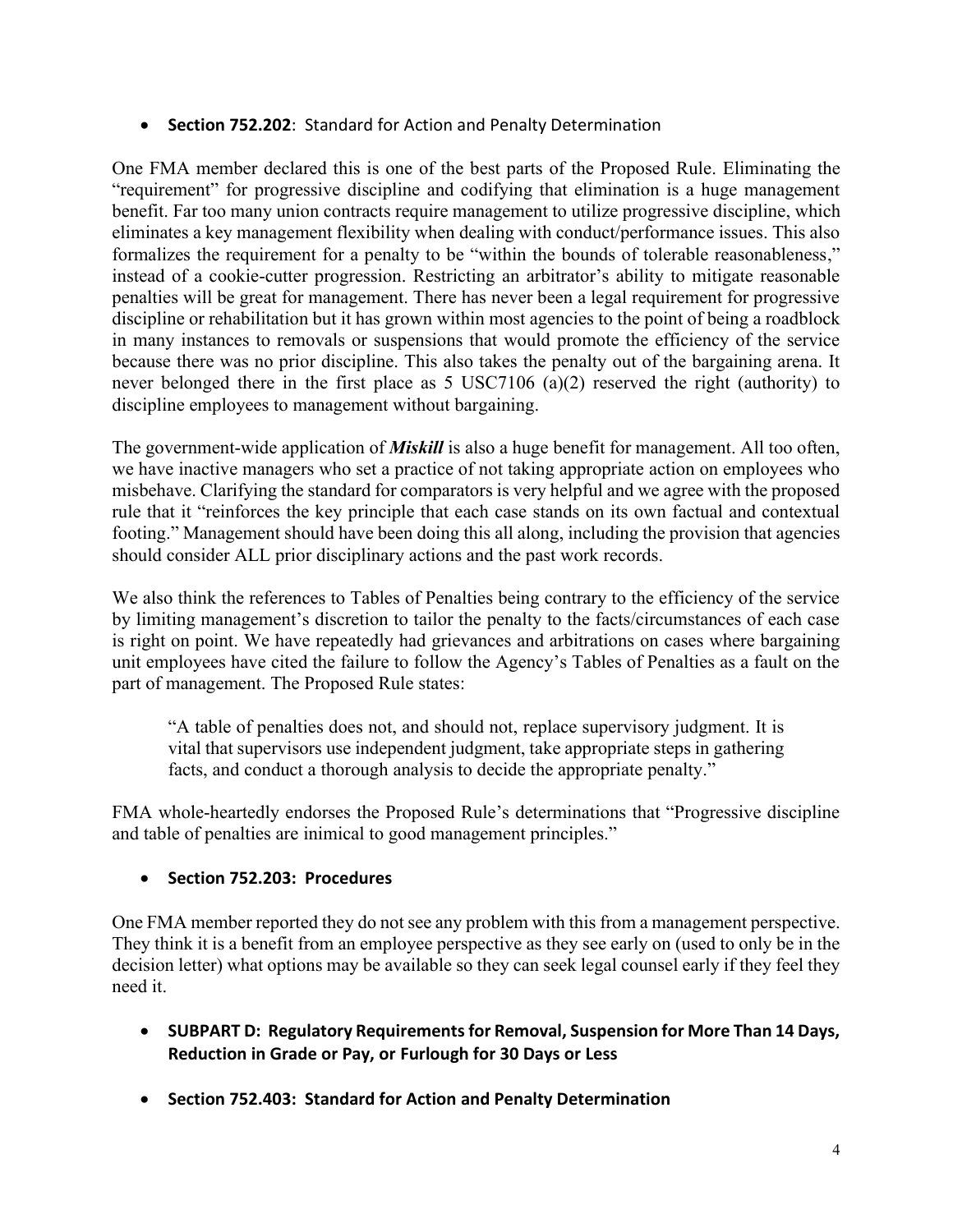- **Section 752.202**: Standard for Action and Penalty Determination

One FMA member declared this is one of the best parts of the Proposed Rule. Eliminating the "requirement" for progressive discipline and codifying that elimination is a huge management benefit. Far too many union contracts require management to utilize progressive discipline, which eliminates a key management flexibility when dealing with conduct/performance issues. This also formalizes the requirement for a penalty to be "within the bounds of tolerable reasonableness," instead of a cookie-cutter progression. Restricting an arbitrator's ability to mitigate reasonable penalties will be great for management. There has never been a legal requirement for progressive discipline or rehabilitation but it has grown within most agencies to the point of being a roadblock in many instances to removals or suspensions that would promote the efficiency of the service because there was no prior discipline. This also takes the penalty out of the bargaining arena. It never belonged there in the first place as 5 USC7106 (a)(2) reserved the right (authority) to discipline employees to management without bargaining.

The government-wide application of ***Miskill*** is also a huge benefit for management. All too often, we have inactive managers who set a practice of not taking appropriate action on employees who misbehave. Clarifying the standard for comparators is very helpful and we agree with the proposed rule that it "reinforces the key principle that each case stands on its own factual and contextual footing." Management should have been doing this all along, including the provision that agencies should consider ALL prior disciplinary actions and the past work records.

We also think the references to Tables of Penalties being contrary to the efficiency of the service by limiting management's discretion to tailor the penalty to the facts/circumstances of each case is right on point. We have repeatedly had grievances and arbitrations on cases where bargaining unit employees have cited the failure to follow the Agency's Tables of Penalties as a fault on the part of management. The Proposed Rule states:

> "A table of penalties does not, and should not, replace supervisory judgment. It is vital that supervisors use independent judgment, take appropriate steps in gathering facts, and conduct a thorough analysis to decide the appropriate penalty."

FMA whole-heartedly endorses the Proposed Rule's determinations that "Progressive discipline and table of penalties are inimical to good management principles."

- **Section 752.203: Procedures**

One FMA member reported they do not see any problem with this from a management perspective. They think it is a benefit from an employee perspective as they see early on (used to only be in the decision letter) what options may be available so they can seek legal counsel early if they feel they need it.

- **SUBPART D: Regulatory Requirements for Removal, Suspension for More Than 14 Days, Reduction in Grade or Pay, or Furlough for 30 Days or Less**

- **Section 752.403: Standard for Action and Penalty Determination**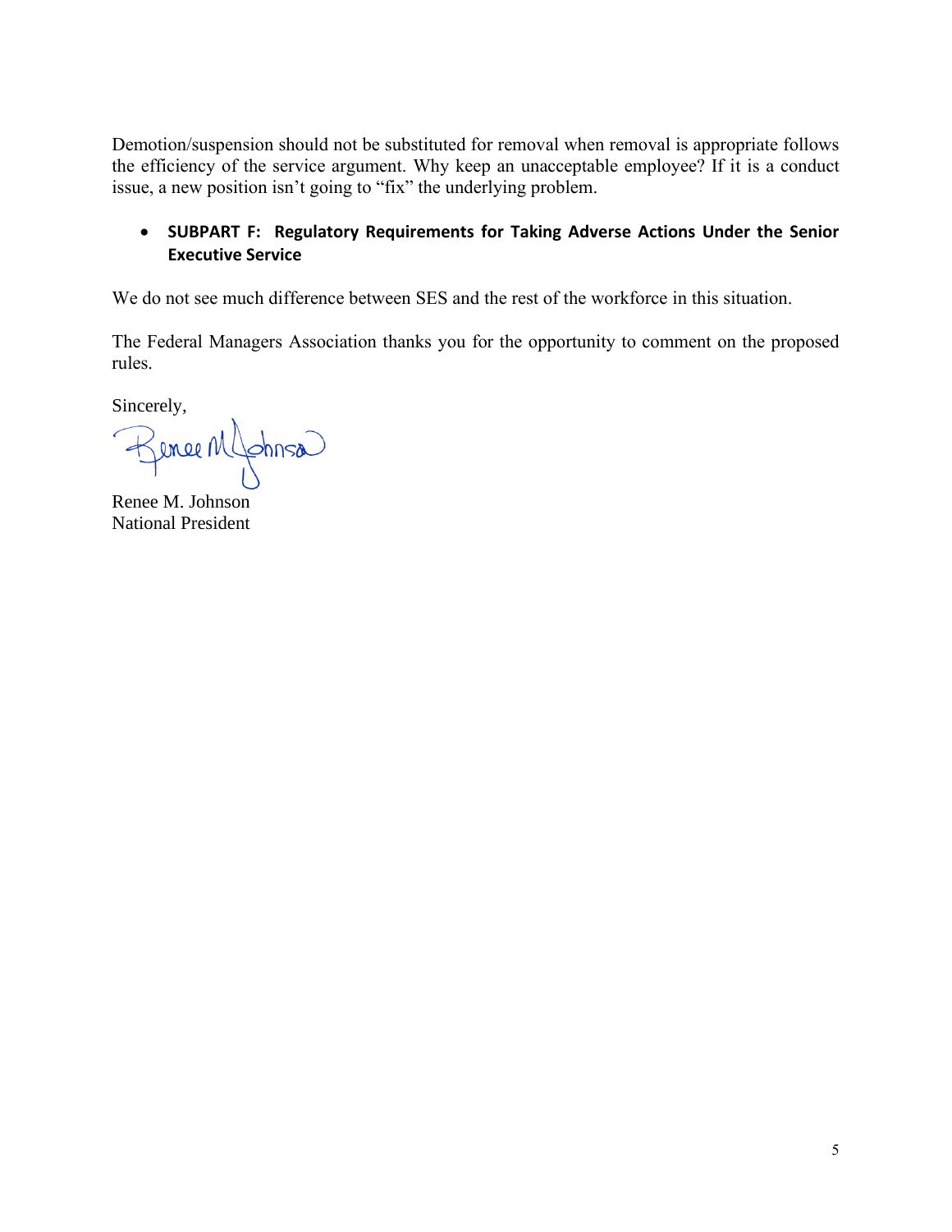Demotion/suspension should not be substituted for removal when removal is appropriate follows the efficiency of the service argument. Why keep an unacceptable employee? If it is a conduct issue, a new position isn't going to "fix" the underlying problem.

- **SUBPART F: Regulatory Requirements for Taking Adverse Actions Under the Senior Executive Service**

We do not see much difference between SES and the rest of the workforce in this situation.

The Federal Managers Association thanks you for the opportunity to comment on the proposed rules.

Sincerely,

Renee M. Johnson
National President